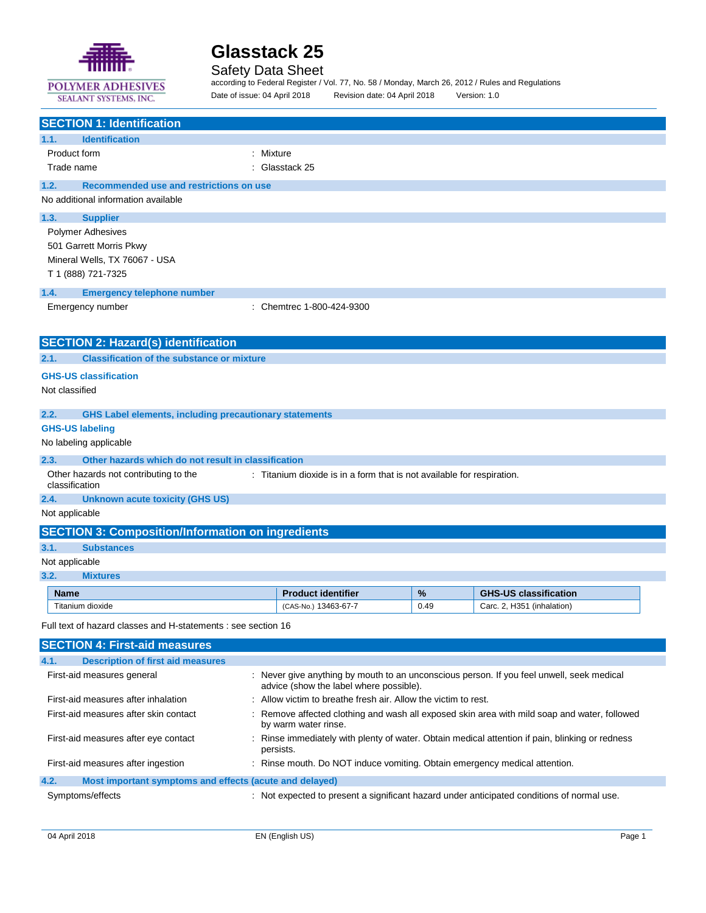POLYMER ADHESIVES
SEALANT SYSTEMS, INC.

# Glasstack 25

## Safety Data Sheet

according to Federal Register / Vol. 77, No. 58 / Monday, March 26, 2012 / Rules and Regulations

Date of issue: 04 April 2018 Revision date: 04 April 2018 Version: 1.0

## SECTION 1: Identification

### 1.1. Identification

| | |
|---|---|
| Product form | : Mixture |
| Trade name | : Glasstack 25 |

### 1.2. Recommended use and restrictions on use

No additional information available

### 1.3. Supplier

Polymer Adhesives
501 Garrett Morris Pkwy
Mineral Wells, TX 76067 - USA
T 1 (888) 721-7325

### 1.4. Emergency telephone number

| | |
|---|---|
| Emergency number | : Chemtrec 1-800-424-9300 |

## SECTION 2: Hazard(s) identification

### 2.1. Classification of the substance or mixture

**GHS-US classification**

Not classified

### 2.2. GHS Label elements, including precautionary statements

**GHS-US labeling**

No labeling applicable

### 2.3. Other hazards which do not result in classification

| | |
|---|---|
| Other hazards not contributing to the classification | : Titanium dioxide is in a form that is not available for respiration. |

### 2.4. Unknown acute toxicity (GHS US)

Not applicable

## SECTION 3: Composition/Information on ingredients

### 3.1. Substances

Not applicable

### 3.2. Mixtures

| Name | Product identifier | % | GHS-US classification |
|---|---|---|---|
| Titanium dioxide | (CAS-No.) 13463-67-7 | 0.49 | Carc. 2, H351 (inhalation) |

Full text of hazard classes and H-statements : see section 16

## SECTION 4: First-aid measures

### 4.1. Description of first aid measures

| | |
|---|---|
| First-aid measures general | : Never give anything by mouth to an unconscious person. If you feel unwell, seek medical advice (show the label where possible). |
| First-aid measures after inhalation | : Allow victim to breathe fresh air. Allow the victim to rest. |
| First-aid measures after skin contact | : Remove affected clothing and wash all exposed skin area with mild soap and water, followed by warm water rinse. |
| First-aid measures after eye contact | : Rinse immediately with plenty of water. Obtain medical attention if pain, blinking or redness persists. |
| First-aid measures after ingestion | : Rinse mouth. Do NOT induce vomiting. Obtain emergency medical attention. |

### 4.2. Most important symptoms and effects (acute and delayed)

| | |
|---|---|
| Symptoms/effects | : Not expected to present a significant hazard under anticipated conditions of normal use. |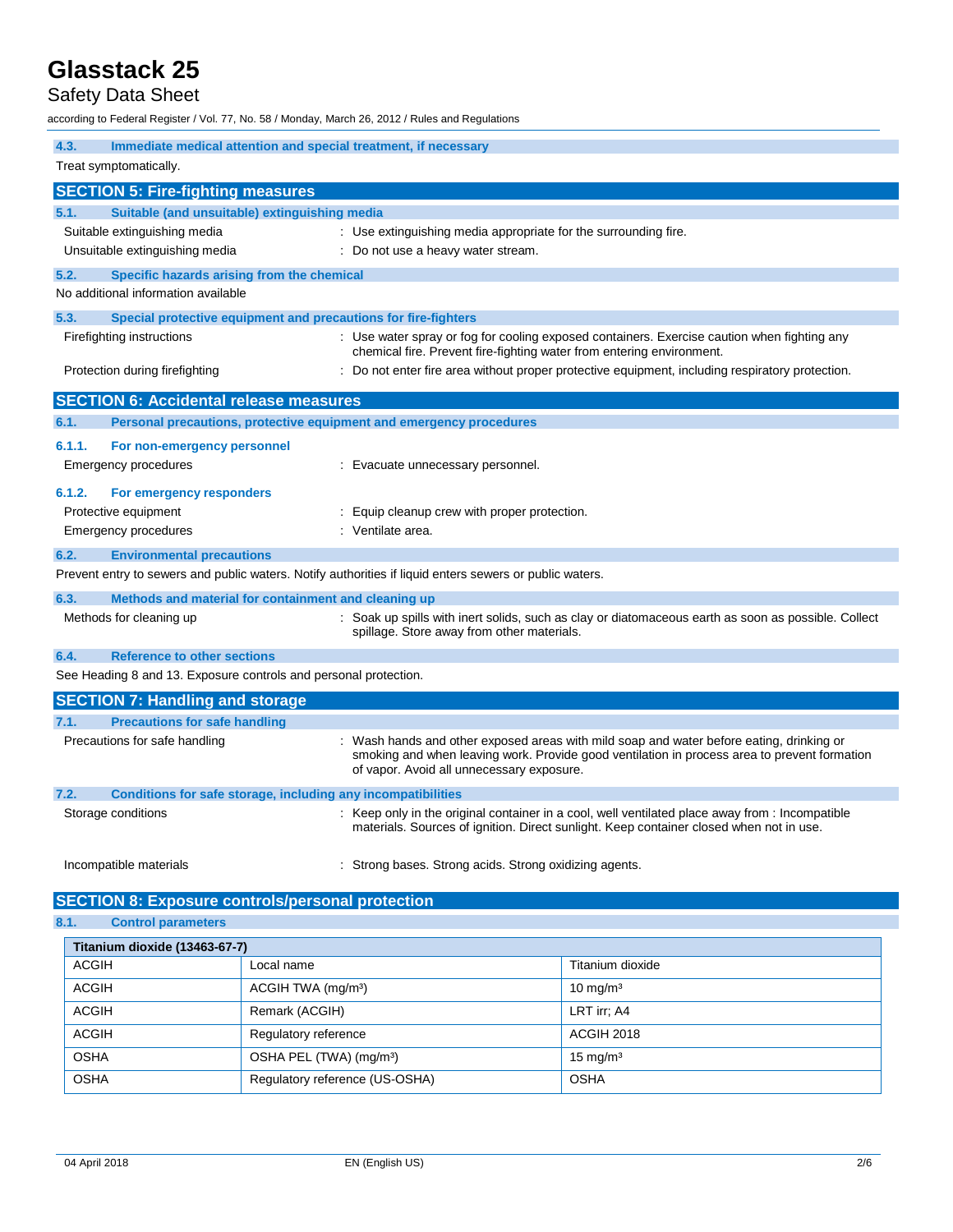### 4.3. Immediate medical attention and special treatment, if necessary

Treat symptomatically.

## SECTION 5: Fire-fighting measures

### 5.1. Suitable (and unsuitable) extinguishing media

Suitable extinguishing media : Use extinguishing media appropriate for the surrounding fire.

Unsuitable extinguishing media : Do not use a heavy water stream.

### 5.2. Specific hazards arising from the chemical

No additional information available

### 5.3. Special protective equipment and precautions for fire-fighters

Firefighting instructions : Use water spray or fog for cooling exposed containers. Exercise caution when fighting any chemical fire. Prevent fire-fighting water from entering environment.

Protection during firefighting : Do not enter fire area without proper protective equipment, including respiratory protection.

## SECTION 6: Accidental release measures

### 6.1. Personal precautions, protective equipment and emergency procedures

#### 6.1.1. For non-emergency personnel

Emergency procedures : Evacuate unnecessary personnel.

#### 6.1.2. For emergency responders

Protective equipment : Equip cleanup crew with proper protection.

Emergency procedures : Ventilate area.

### 6.2. Environmental precautions

Prevent entry to sewers and public waters. Notify authorities if liquid enters sewers or public waters.

### 6.3. Methods and material for containment and cleaning up

Methods for cleaning up : Soak up spills with inert solids, such as clay or diatomaceous earth as soon as possible. Collect spillage. Store away from other materials.

### 6.4. Reference to other sections

See Heading 8 and 13. Exposure controls and personal protection.

## SECTION 7: Handling and storage

### 7.1. Precautions for safe handling

Precautions for safe handling : Wash hands and other exposed areas with mild soap and water before eating, drinking or smoking and when leaving work. Provide good ventilation in process area to prevent formation of vapor. Avoid all unnecessary exposure.

### 7.2. Conditions for safe storage, including any incompatibilities

Storage conditions : Keep only in the original container in a cool, well ventilated place away from : Incompatible materials. Sources of ignition. Direct sunlight. Keep container closed when not in use.

Incompatible materials : Strong bases. Strong acids. Strong oxidizing agents.

## SECTION 8: Exposure controls/personal protection

### 8.1. Control parameters

| Titanium dioxide (13463-67-7) | | |
|---|---|---|
| ACGIH | Local name | Titanium dioxide |
| ACGIH | ACGIH TWA (mg/m³) | 10 mg/m³ |
| ACGIH | Remark (ACGIH) | LRT irr; A4 |
| ACGIH | Regulatory reference | ACGIH 2018 |
| OSHA | OSHA PEL (TWA) (mg/m³) | 15 mg/m³ |
| OSHA | Regulatory reference (US-OSHA) | OSHA |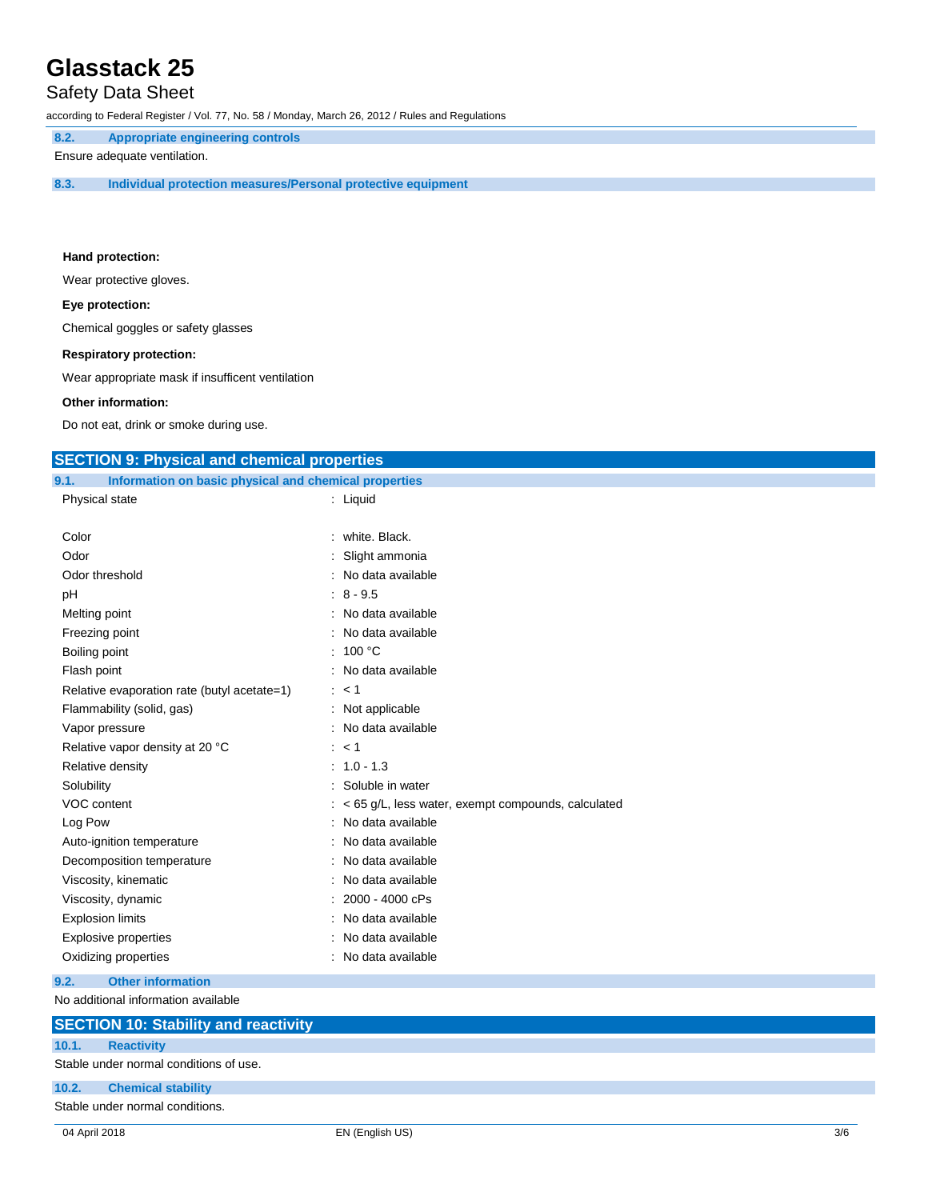#### 8.2. Appropriate engineering controls

Ensure adequate ventilation.

#### 8.3. Individual protection measures/Personal protective equipment

**Hand protection:**

Wear protective gloves.

**Eye protection:**

Chemical goggles or safety glasses

**Respiratory protection:**

Wear appropriate mask if insufficent ventilation

**Other information:**

Do not eat, drink or smoke during use.

## SECTION 9: Physical and chemical properties

#### 9.1. Information on basic physical and chemical properties

| Property | Value |
|---|---|
| Physical state | : Liquid |
| Color | : white. Black. |
| Odor | : Slight ammonia |
| Odor threshold | : No data available |
| pH | : 8 - 9.5 |
| Melting point | : No data available |
| Freezing point | : No data available |
| Boiling point | : 100 °C |
| Flash point | : No data available |
| Relative evaporation rate (butyl acetate=1) | : < 1 |
| Flammability (solid, gas) | : Not applicable |
| Vapor pressure | : No data available |
| Relative vapor density at 20 °C | : < 1 |
| Relative density | : 1.0 - 1.3 |
| Solubility | : Soluble in water |
| VOC content | : < 65 g/L, less water, exempt compounds, calculated |
| Log Pow | : No data available |
| Auto-ignition temperature | : No data available |
| Decomposition temperature | : No data available |
| Viscosity, kinematic | : No data available |
| Viscosity, dynamic | : 2000 - 4000 cPs |
| Explosion limits | : No data available |
| Explosive properties | : No data available |
| Oxidizing properties | : No data available |

#### 9.2. Other information

No additional information available

## SECTION 10: Stability and reactivity

#### 10.1. Reactivity

Stable under normal conditions of use.

#### 10.2. Chemical stability

Stable under normal conditions.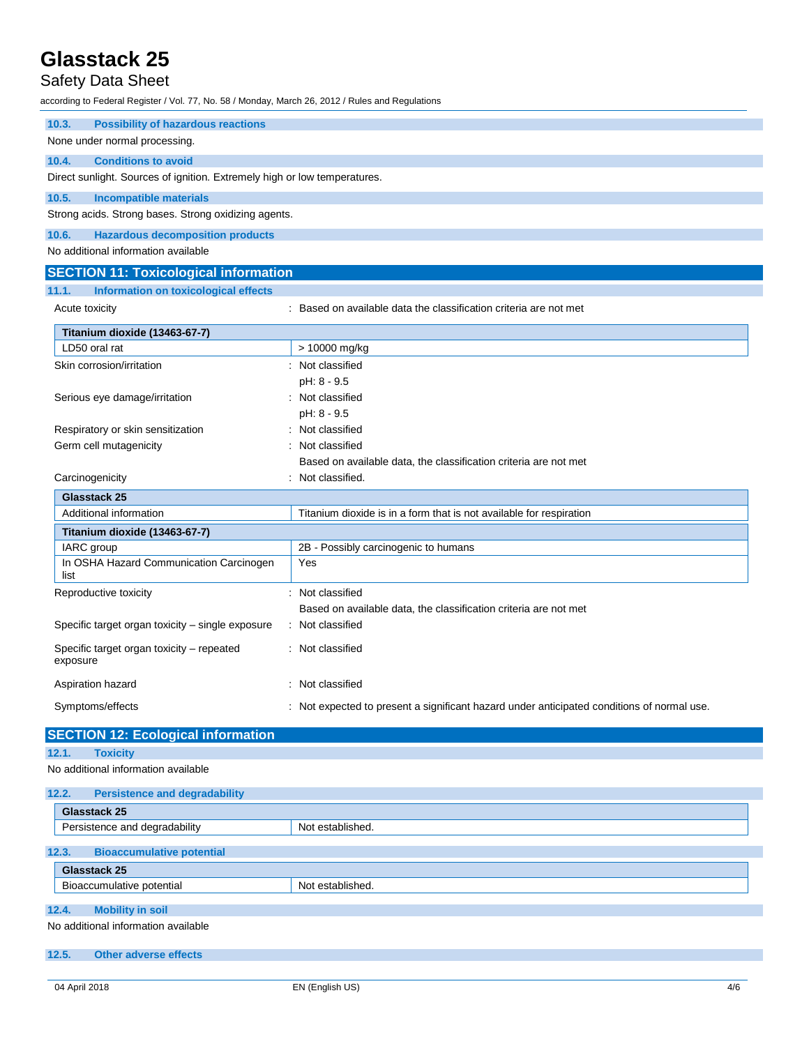### 10.3. Possibility of hazardous reactions

None under normal processing.

### 10.4. Conditions to avoid

Direct sunlight. Sources of ignition. Extremely high or low temperatures.

### 10.5. Incompatible materials

Strong acids. Strong bases. Strong oxidizing agents.

### 10.6. Hazardous decomposition products

No additional information available

## SECTION 11: Toxicological information

### 11.1. Information on toxicological effects

Acute toxicity : Based on available data the classification criteria are not met

| Titanium dioxide (13463-67-7) | |
|---|---|
| LD50 oral rat | > 10000 mg/kg |

Skin corrosion/irritation : Not classified
pH: 8 - 9.5

Serious eye damage/irritation : Not classified
pH: 8 - 9.5

Respiratory or skin sensitization : Not classified

Germ cell mutagenicity : Not classified
Based on available data, the classification criteria are not met

Carcinogenicity : Not classified.

| Glasstack 25 | |
|---|---|
| Additional information | Titanium dioxide is in a form that is not available for respiration |

| Titanium dioxide (13463-67-7) | |
|---|---|
| IARC group | 2B - Possibly carcinogenic to humans |
| In OSHA Hazard Communication Carcinogen list | Yes |

Reproductive toxicity : Not classified
Based on available data, the classification criteria are not met

Specific target organ toxicity – single exposure : Not classified

Specific target organ toxicity – repeated exposure : Not classified

Aspiration hazard : Not classified

Symptoms/effects : Not expected to present a significant hazard under anticipated conditions of normal use.

## SECTION 12: Ecological information

### 12.1. Toxicity

No additional information available

### 12.2. Persistence and degradability

| Glasstack 25 | |
|---|---|
| Persistence and degradability | Not established. |

### 12.3. Bioaccumulative potential

| Glasstack 25 | |
|---|---|
| Bioaccumulative potential | Not established. |

### 12.4. Mobility in soil

No additional information available

### 12.5. Other adverse effects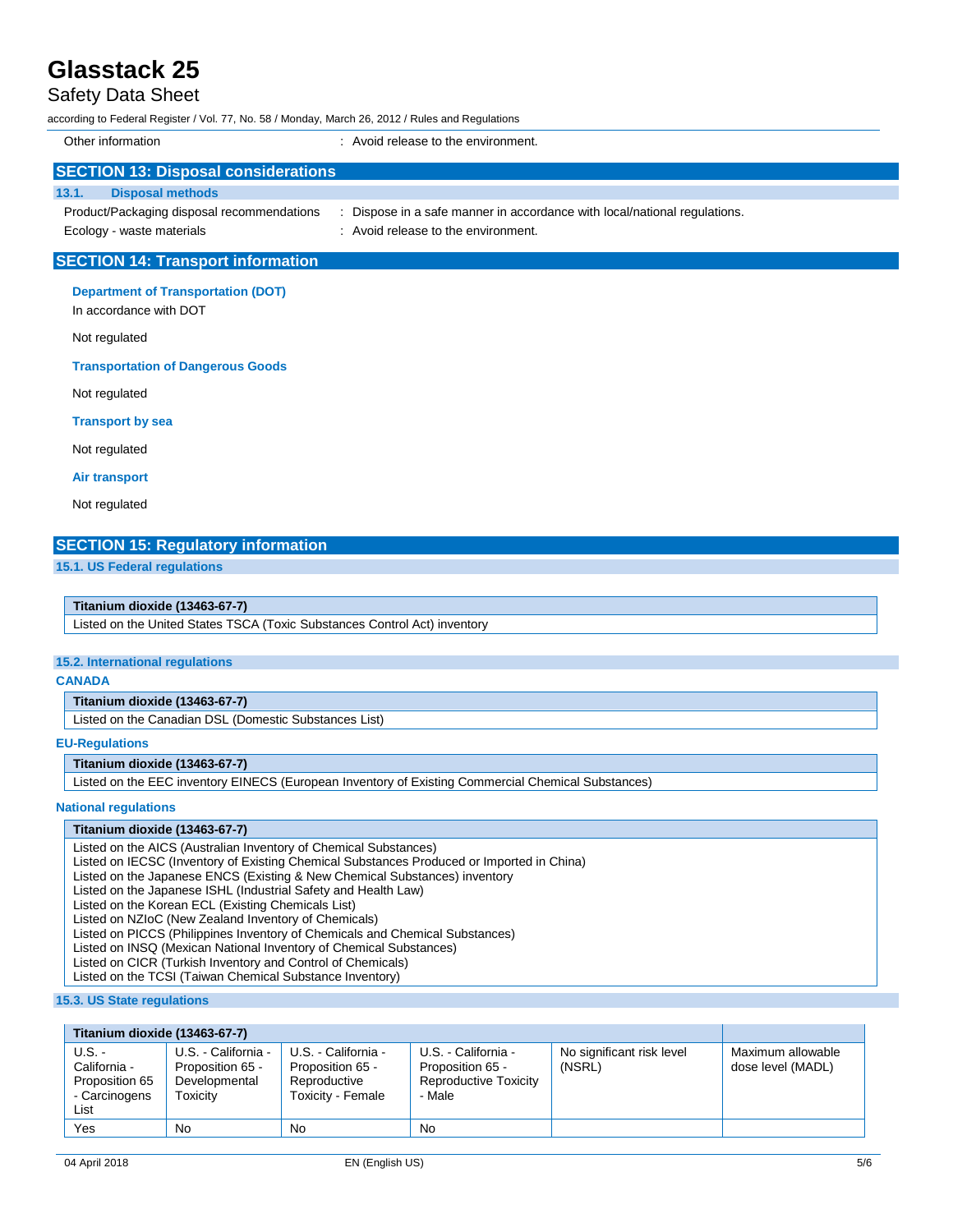Other information : Avoid release to the environment.

## SECTION 13: Disposal considerations

### 13.1. Disposal methods

Product/Packaging disposal recommendations : Dispose in a safe manner in accordance with local/national regulations.

Ecology - waste materials : Avoid release to the environment.

## SECTION 14: Transport information

**Department of Transportation (DOT)**

In accordance with DOT

Not regulated

**Transportation of Dangerous Goods**

Not regulated

**Transport by sea**

Not regulated

**Air transport**

Not regulated

## SECTION 15: Regulatory information

### 15.1. US Federal regulations

| **Titanium dioxide (13463-67-7)** |
|---|
| Listed on the United States TSCA (Toxic Substances Control Act) inventory |

### 15.2. International regulations

**CANADA**

| **Titanium dioxide (13463-67-7)** |
|---|
| Listed on the Canadian DSL (Domestic Substances List) |

**EU-Regulations**

| **Titanium dioxide (13463-67-7)** |
|---|
| Listed on the EEC inventory EINECS (European Inventory of Existing Commercial Chemical Substances) |

**National regulations**

| **Titanium dioxide (13463-67-7)** |
|---|
| Listed on the AICS (Australian Inventory of Chemical Substances)<br>Listed on IECSC (Inventory of Existing Chemical Substances Produced or Imported in China)<br>Listed on the Japanese ENCS (Existing & New Chemical Substances) inventory<br>Listed on the Japanese ISHL (Industrial Safety and Health Law)<br>Listed on the Korean ECL (Existing Chemicals List)<br>Listed on NZIoC (New Zealand Inventory of Chemicals)<br>Listed on PICCS (Philippines Inventory of Chemicals and Chemical Substances)<br>Listed on INSQ (Mexican National Inventory of Chemical Substances)<br>Listed on CICR (Turkish Inventory and Control of Chemicals)<br>Listed on the TCSI (Taiwan Chemical Substance Inventory) |

### 15.3. US State regulations

| **Titanium dioxide (13463-67-7)** | | | | | |
|---|---|---|---|---|---|
| U.S. - California - Proposition 65 - Carcinogens List | U.S. - California - Proposition 65 - Developmental Toxicity | U.S. - California - Proposition 65 - Reproductive Toxicity - Female | U.S. - California - Proposition 65 - Reproductive Toxicity - Male | No significant risk level (NSRL) | Maximum allowable dose level (MADL) |
| Yes | No | No | No | | |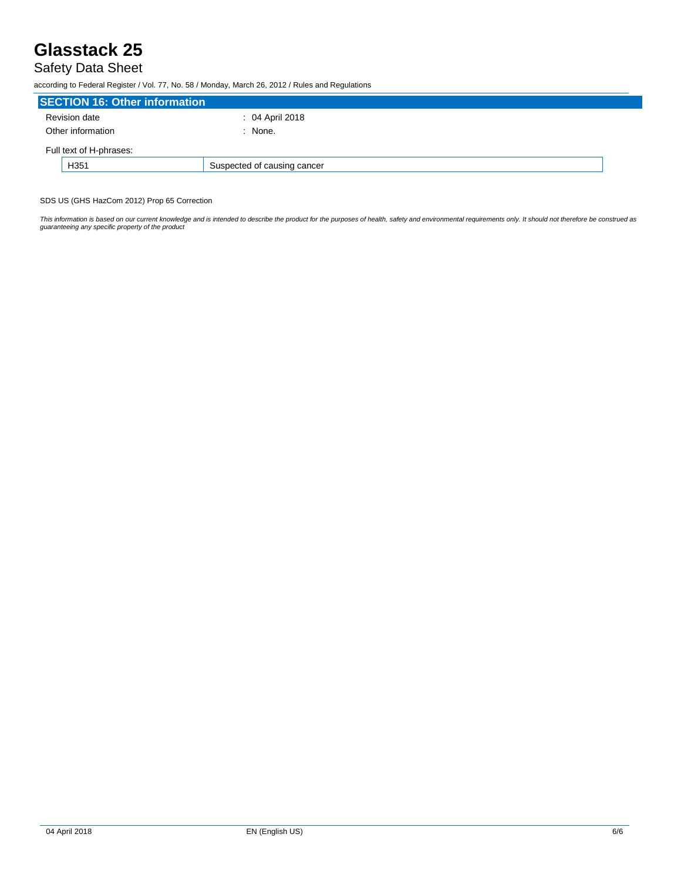## SECTION 16: Other information

Revision date : 04 April 2018

Other information : None.

Full text of H-phrases:

| | |
|---|---|
| H351 | Suspected of causing cancer |

SDS US (GHS HazCom 2012) Prop 65 Correction

*This information is based on our current knowledge and is intended to describe the product for the purposes of health, safety and environmental requirements only. It should not therefore be construed as guaranteeing any specific property of the product*